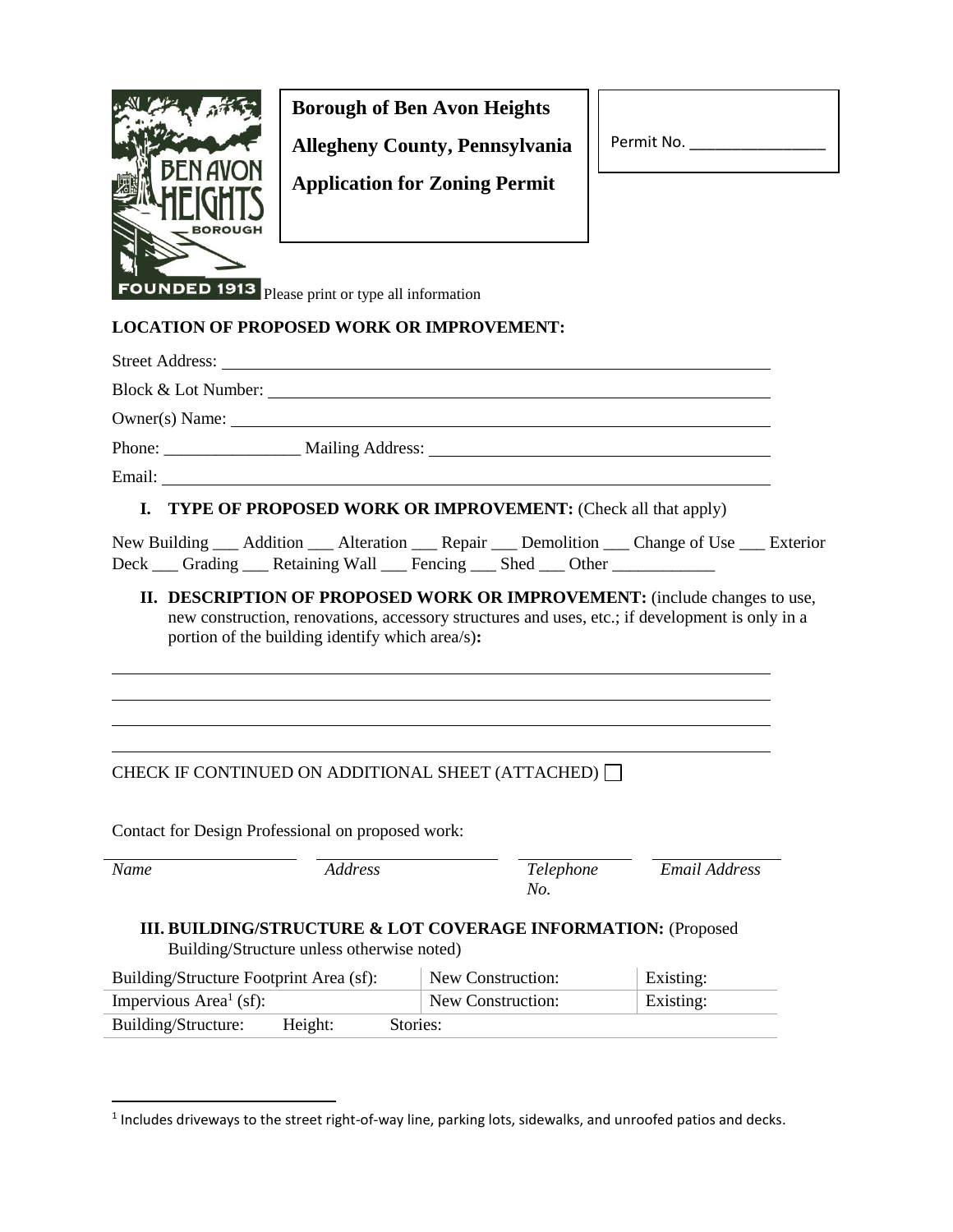**Borough of Ben Avon Heights**

**Allegheny County, Pennsylvania**

**Application for Zoning Permit**

Permit No. _______________

Please print or type all information

**LOCATION OF PROPOSED WORK OR IMPROVEMENT:**

Street Address: ________________________________________________

Block & Lot Number: ________________________________________________

Owner(s) Name: ________________________________________________

Phone: ________________ Mailing Address: ________________________________________

Email: ________________________________________________

**I. TYPE OF PROPOSED WORK OR IMPROVEMENT:** (Check all that apply)

New Building ___ Addition ___ Alteration ___ Repair ___ Demolition ___ Change of Use ___ Exterior Deck ___ Grading ___ Retaining Wall ___ Fencing ___ Shed ___ Other ____________

**II. DESCRIPTION OF PROPOSED WORK OR IMPROVEMENT:** (include changes to use, new construction, renovations, accessory structures and uses, etc.; if development is only in a portion of the building identify which area/s)**:**

________________________________________________

________________________________________________

________________________________________________

________________________________________________

CHECK IF CONTINUED ON ADDITIONAL SHEET (ATTACHED) ☐

Contact for Design Professional on proposed work:

| *Name* | *Address* | *Telephone No.* | *Email Address* |
|---|---|---|---|
| | | | |

**III. BUILDING/STRUCTURE & LOT COVERAGE INFORMATION:** (Proposed Building/Structure unless otherwise noted)

| Building/Structure Footprint Area (sf): | New Construction: | Existing: |
|---|---|---|
| Impervious Area[1] (sf): | New Construction: | Existing: |
| Building/Structure: Height: Stories: | | |

[1] Includes driveways to the street right-of-way line, parking lots, sidewalks, and unroofed patios and decks.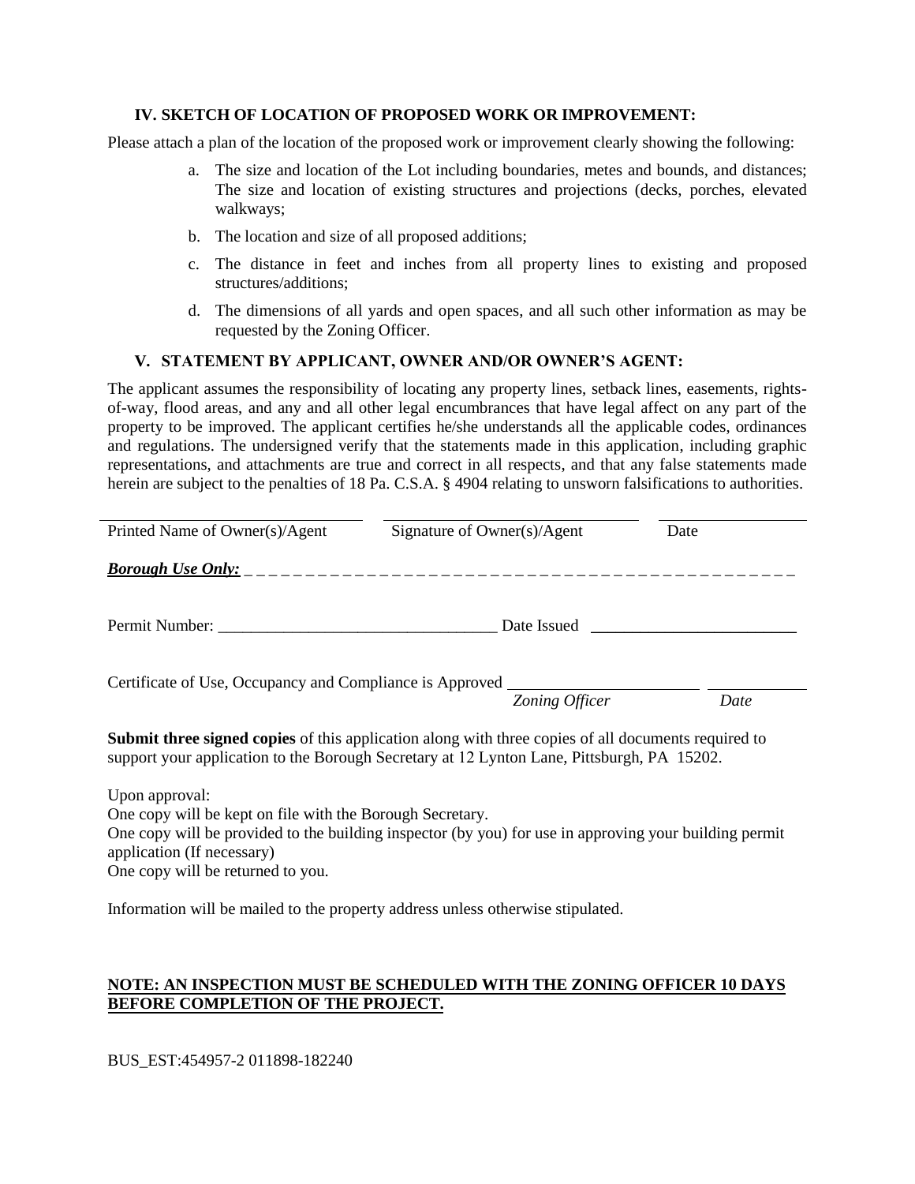### IV. SKETCH OF LOCATION OF PROPOSED WORK OR IMPROVEMENT:

Please attach a plan of the location of the proposed work or improvement clearly showing the following:

a. The size and location of the Lot including boundaries, metes and bounds, and distances; The size and location of existing structures and projections (decks, porches, elevated walkways;

b. The location and size of all proposed additions;

c. The distance in feet and inches from all property lines to existing and proposed structures/additions;

d. The dimensions of all yards and open spaces, and all such other information as may be requested by the Zoning Officer.

### V. STATEMENT BY APPLICANT, OWNER AND/OR OWNER'S AGENT:

The applicant assumes the responsibility of locating any property lines, setback lines, easements, rights-of-way, flood areas, and any and all other legal encumbrances that have legal affect on any part of the property to be improved. The applicant certifies he/she understands all the applicable codes, ordinances and regulations. The undersigned verify that the statements made in this application, including graphic representations, and attachments are true and correct in all respects, and that any false statements made herein are subject to the penalties of 18 Pa. C.S.A. § 4904 relating to unsworn falsifications to authorities.

______________________________ ______________________________ ______________
Printed Name of Owner(s)/Agent Signature of Owner(s)/Agent Date

***Borough Use Only:*** _ _ _ _ _ _ _ _ _ _ _ _ _ _ _ _ _ _ _ _ _ _ _ _ _ _ _ _ _ _ _ _ _ _ _ _ _ _ _ _ _ _ _ _ _ _ _ _

Permit Number: ___________________________________ Date Issued ___________________________

Certificate of Use, Occupancy and Compliance is Approved ______________________ ____________
*Zoning Officer* *Date*

**Submit three signed copies** of this application along with three copies of all documents required to support your application to the Borough Secretary at 12 Lynton Lane, Pittsburgh, PA 15202.

Upon approval:
One copy will be kept on file with the Borough Secretary.
One copy will be provided to the building inspector (by you) for use in approving your building permit application (If necessary)
One copy will be returned to you.

Information will be mailed to the property address unless otherwise stipulated.

**NOTE: AN INSPECTION MUST BE SCHEDULED WITH THE ZONING OFFICER 10 DAYS BEFORE COMPLETION OF THE PROJECT.**

BUS_EST:454957-2 011898-182240